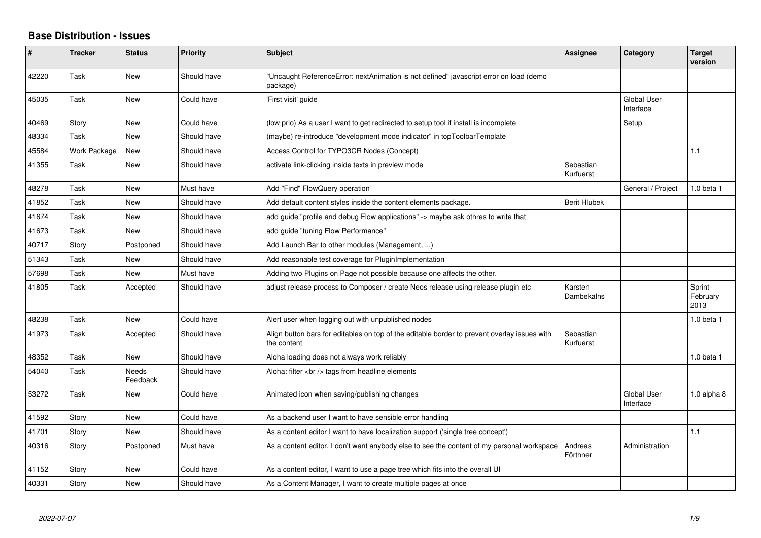# Base Distribution - Issues

| # | Tracker | Status | Priority | Subject | Assignee | Category | Target version |
|---|---|---|---|---|---|---|---|
| 42220 | Task | New | Should have | "Uncaught ReferenceError: nextAnimation is not defined" javascript error on load (demo package) | | | |
| 45035 | Task | New | Could have | 'First visit' guide | | Global User Interface | |
| 40469 | Story | New | Could have | (low prio) As a user I want to get redirected to setup tool if install is incomplete | | Setup | |
| 48334 | Task | New | Should have | (maybe) re-introduce "development mode indicator" in topToolbarTemplate | | | |
| 45584 | Work Package | New | Should have | Access Control for TYPO3CR Nodes (Concept) | | | 1.1 |
| 41355 | Task | New | Should have | activate link-clicking inside texts in preview mode | Sebastian Kurfuerst | | |
| 48278 | Task | New | Must have | Add "Find" FlowQuery operation | | General / Project | 1.0 beta 1 |
| 41852 | Task | New | Should have | Add default content styles inside the content elements package. | Berit Hlubek | | |
| 41674 | Task | New | Should have | add guide "profile and debug Flow applications" -> maybe ask othres to write that | | | |
| 41673 | Task | New | Should have | add guide "tuning Flow Performance" | | | |
| 40717 | Story | Postponed | Should have | Add Launch Bar to other modules (Management, ...) | | | |
| 51343 | Task | New | Should have | Add reasonable test coverage for PluginImplementation | | | |
| 57698 | Task | New | Must have | Adding two Plugins on Page not possible because one affects the other. | | | |
| 41805 | Task | Accepted | Should have | adjust release process to Composer / create Neos release using release plugin etc | Karsten Dambekalns | | Sprint February 2013 |
| 48238 | Task | New | Could have | Alert user when logging out with unpublished nodes | | | 1.0 beta 1 |
| 41973 | Task | Accepted | Should have | Align button bars for editables on top of the editable border to prevent overlay issues with the content | Sebastian Kurfuerst | | |
| 48352 | Task | New | Should have | Aloha loading does not always work reliably | | | 1.0 beta 1 |
| 54040 | Task | Needs Feedback | Should have | Aloha: filter <br /> tags from headline elements | | | |
| 53272 | Task | New | Could have | Animated icon when saving/publishing changes | | Global User Interface | 1.0 alpha 8 |
| 41592 | Story | New | Could have | As a backend user I want to have sensible error handling | | | |
| 41701 | Story | New | Should have | As a content editor I want to have localization support ('single tree concept') | | | 1.1 |
| 40316 | Story | Postponed | Must have | As a content editor, I don't want anybody else to see the content of my personal workspace | Andreas Förthner | Administration | |
| 41152 | Story | New | Could have | As a content editor, I want to use a page tree which fits into the overall UI | | | |
| 40331 | Story | New | Should have | As a Content Manager, I want to create multiple pages at once | | | |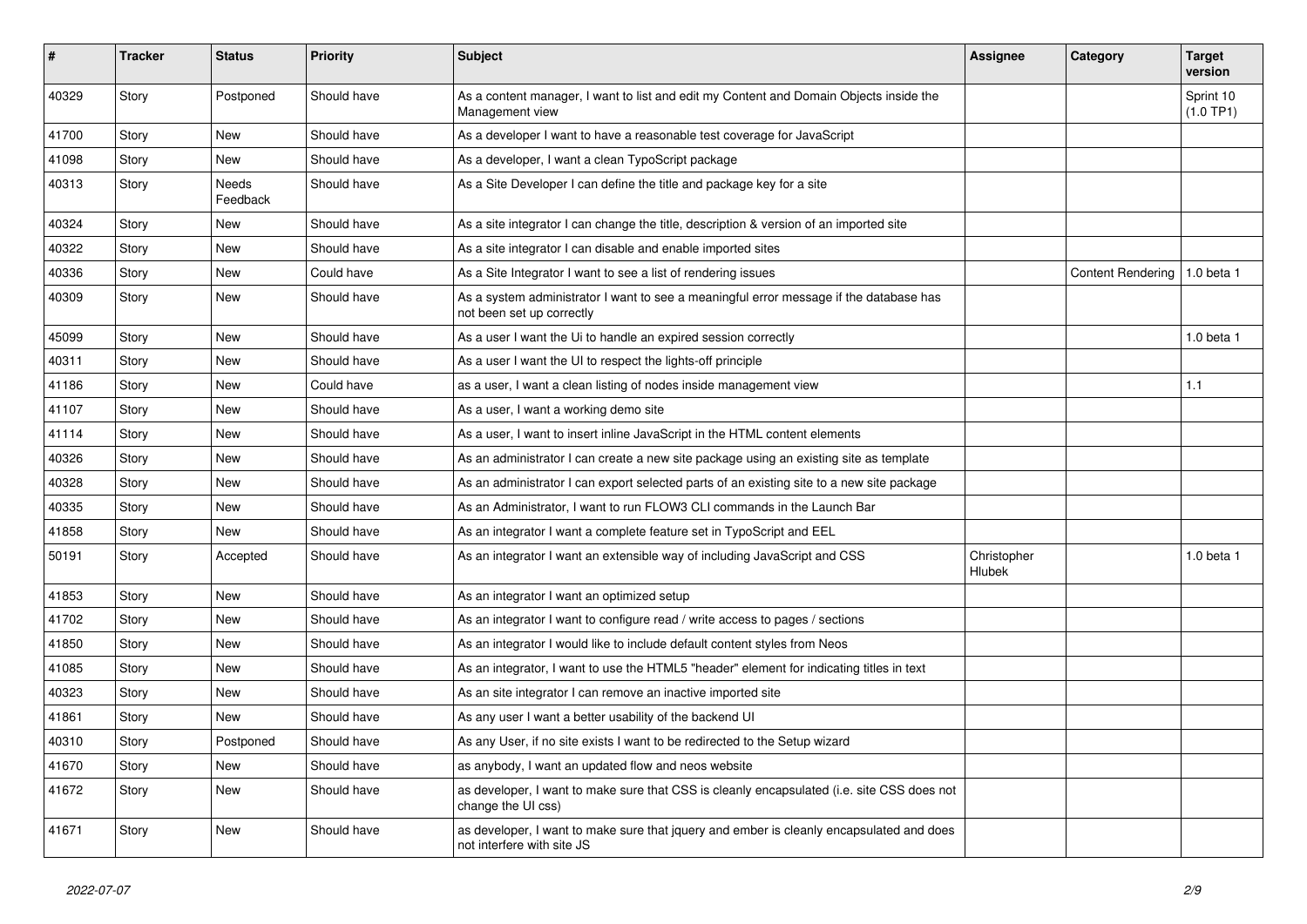| # | Tracker | Status | Priority | Subject | Assignee | Category | Target version |
|---|---|---|---|---|---|---|---|
| 40329 | Story | Postponed | Should have | As a content manager, I want to list and edit my Content and Domain Objects inside the Management view | | | Sprint 10 (1.0 TP1) |
| 41700 | Story | New | Should have | As a developer I want to have a reasonable test coverage for JavaScript | | | |
| 41098 | Story | New | Should have | As a developer, I want a clean TypoScript package | | | |
| 40313 | Story | Needs Feedback | Should have | As a Site Developer I can define the title and package key for a site | | | |
| 40324 | Story | New | Should have | As a site integrator I can change the title, description & version of an imported site | | | |
| 40322 | Story | New | Should have | As a site integrator I can disable and enable imported sites | | | |
| 40336 | Story | New | Could have | As a Site Integrator I want to see a list of rendering issues | | Content Rendering | 1.0 beta 1 |
| 40309 | Story | New | Should have | As a system administrator I want to see a meaningful error message if the database has not been set up correctly | | | |
| 45099 | Story | New | Should have | As a user I want the Ui to handle an expired session correctly | | | 1.0 beta 1 |
| 40311 | Story | New | Should have | As a user I want the UI to respect the lights-off principle | | | |
| 41186 | Story | New | Could have | as a user, I want a clean listing of nodes inside management view | | | 1.1 |
| 41107 | Story | New | Should have | As a user, I want a working demo site | | | |
| 41114 | Story | New | Should have | As a user, I want to insert inline JavaScript in the HTML content elements | | | |
| 40326 | Story | New | Should have | As an administrator I can create a new site package using an existing site as template | | | |
| 40328 | Story | New | Should have | As an administrator I can export selected parts of an existing site to a new site package | | | |
| 40335 | Story | New | Should have | As an Administrator, I want to run FLOW3 CLI commands in the Launch Bar | | | |
| 41858 | Story | New | Should have | As an integrator I want a complete feature set in TypoScript and EEL | | | |
| 50191 | Story | Accepted | Should have | As an integrator I want an extensible way of including JavaScript and CSS | Christopher Hlubek | | 1.0 beta 1 |
| 41853 | Story | New | Should have | As an integrator I want an optimized setup | | | |
| 41702 | Story | New | Should have | As an integrator I want to configure read / write access to pages / sections | | | |
| 41850 | Story | New | Should have | As an integrator I would like to include default content styles from Neos | | | |
| 41085 | Story | New | Should have | As an integrator, I want to use the HTML5 "header" element for indicating titles in text | | | |
| 40323 | Story | New | Should have | As an site integrator I can remove an inactive imported site | | | |
| 41861 | Story | New | Should have | As any user I want a better usability of the backend UI | | | |
| 40310 | Story | Postponed | Should have | As any User, if no site exists I want to be redirected to the Setup wizard | | | |
| 41670 | Story | New | Should have | as anybody, I want an updated flow and neos website | | | |
| 41672 | Story | New | Should have | as developer, I want to make sure that CSS is cleanly encapsulated (i.e. site CSS does not change the UI css) | | | |
| 41671 | Story | New | Should have | as developer, I want to make sure that jquery and ember is cleanly encapsulated and does not interfere with site JS | | | |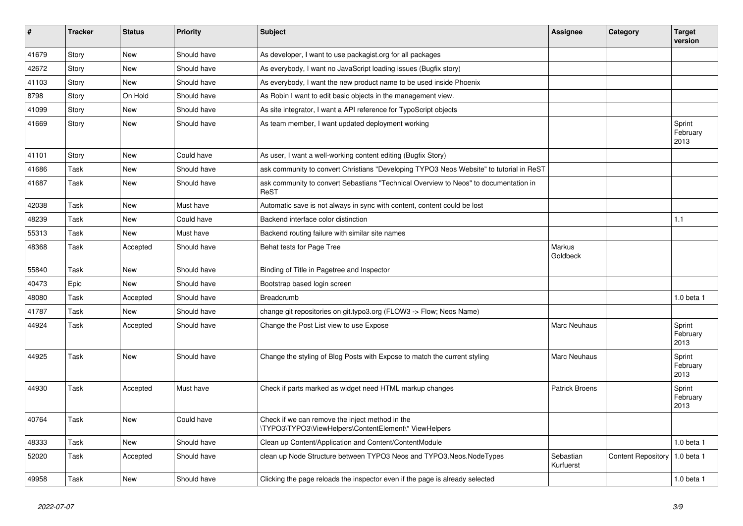| # | Tracker | Status | Priority | Subject | Assignee | Category | Target version |
|---|---|---|---|---|---|---|---|
| 41679 | Story | New | Should have | As developer, I want to use packagist.org for all packages | | | |
| 42672 | Story | New | Should have | As everybody, I want no JavaScript loading issues (Bugfix story) | | | |
| 41103 | Story | New | Should have | As everybody, I want the new product name to be used inside Phoenix | | | |
| 8798 | Story | On Hold | Should have | As Robin I want to edit basic objects in the management view. | | | |
| 41099 | Story | New | Should have | As site integrator, I want a API reference for TypoScript objects | | | |
| 41669 | Story | New | Should have | As team member, I want updated deployment working | | | Sprint February 2013 |
| 41101 | Story | New | Could have | As user, I want a well-working content editing (Bugfix Story) | | | |
| 41686 | Task | New | Should have | ask community to convert Christians "Developing TYPO3 Neos Website" to tutorial in ReST | | | |
| 41687 | Task | New | Should have | ask community to convert Sebastians "Technical Overview to Neos" to documentation in ReST | | | |
| 42038 | Task | New | Must have | Automatic save is not always in sync with content, content could be lost | | | |
| 48239 | Task | New | Could have | Backend interface color distinction | | | 1.1 |
| 55313 | Task | New | Must have | Backend routing failure with similar site names | | | |
| 48368 | Task | Accepted | Should have | Behat tests for Page Tree | Markus Goldbeck | | |
| 55840 | Task | New | Should have | Binding of Title in Pagetree and Inspector | | | |
| 40473 | Epic | New | Should have | Bootstrap based login screen | | | |
| 48080 | Task | Accepted | Should have | Breadcrumb | | | 1.0 beta 1 |
| 41787 | Task | New | Should have | change git repositories on git.typo3.org (FLOW3 -> Flow; Neos Name) | | | |
| 44924 | Task | Accepted | Should have | Change the Post List view to use Expose | Marc Neuhaus | | Sprint February 2013 |
| 44925 | Task | New | Should have | Change the styling of Blog Posts with Expose to match the current styling | Marc Neuhaus | | Sprint February 2013 |
| 44930 | Task | Accepted | Must have | Check if parts marked as widget need HTML markup changes | Patrick Broens | | Sprint February 2013 |
| 40764 | Task | New | Could have | Check if we can remove the inject method in the \TYPO3\TYPO3\ViewHelpers\ContentElement\* ViewHelpers | | | |
| 48333 | Task | New | Should have | Clean up Content/Application and Content/ContentModule | | | 1.0 beta 1 |
| 52020 | Task | Accepted | Should have | clean up Node Structure between TYPO3 Neos and TYPO3.Neos.NodeTypes | Sebastian Kurfuerst | Content Repository | 1.0 beta 1 |
| 49958 | Task | New | Should have | Clicking the page reloads the inspector even if the page is already selected | | | 1.0 beta 1 |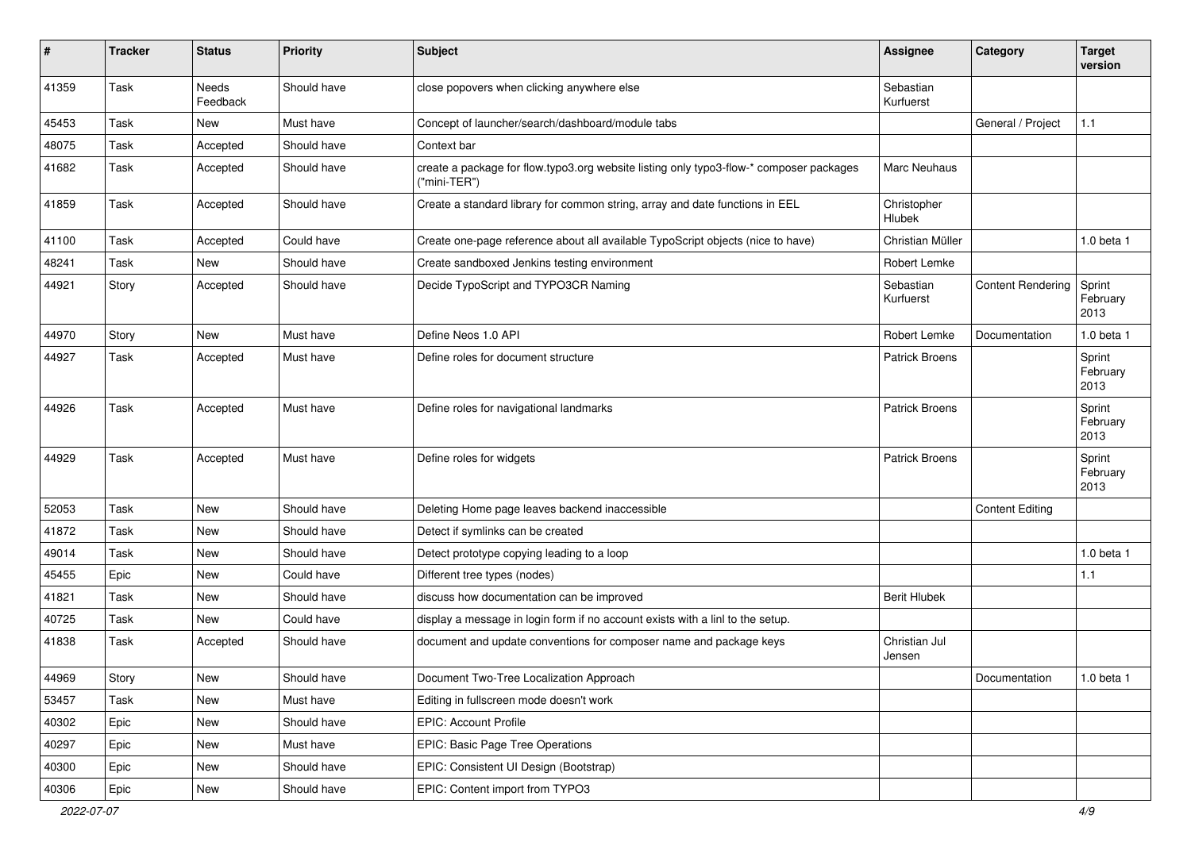| # | Tracker | Status | Priority | Subject | Assignee | Category | Target version |
|---|---|---|---|---|---|---|---|
| 41359 | Task | Needs Feedback | Should have | close popovers when clicking anywhere else | Sebastian Kurfuerst | | |
| 45453 | Task | New | Must have | Concept of launcher/search/dashboard/module tabs | | General / Project | 1.1 |
| 48075 | Task | Accepted | Should have | Context bar | | | |
| 41682 | Task | Accepted | Should have | create a package for flow.typo3.org website listing only typo3-flow-* composer packages ("mini-TER") | Marc Neuhaus | | |
| 41859 | Task | Accepted | Should have | Create a standard library for common string, array and date functions in EEL | Christopher Hlubek | | |
| 41100 | Task | Accepted | Could have | Create one-page reference about all available TypoScript objects (nice to have) | Christian Müller | | 1.0 beta 1 |
| 48241 | Task | New | Should have | Create sandboxed Jenkins testing environment | Robert Lemke | | |
| 44921 | Story | Accepted | Should have | Decide TypoScript and TYPO3CR Naming | Sebastian Kurfuerst | Content Rendering | Sprint February 2013 |
| 44970 | Story | New | Must have | Define Neos 1.0 API | Robert Lemke | Documentation | 1.0 beta 1 |
| 44927 | Task | Accepted | Must have | Define roles for document structure | Patrick Broens | | Sprint February 2013 |
| 44926 | Task | Accepted | Must have | Define roles for navigational landmarks | Patrick Broens | | Sprint February 2013 |
| 44929 | Task | Accepted | Must have | Define roles for widgets | Patrick Broens | | Sprint February 2013 |
| 52053 | Task | New | Should have | Deleting Home page leaves backend inaccessible | | Content Editing | |
| 41872 | Task | New | Should have | Detect if symlinks can be created | | | |
| 49014 | Task | New | Should have | Detect prototype copying leading to a loop | | | 1.0 beta 1 |
| 45455 | Epic | New | Could have | Different tree types (nodes) | | | 1.1 |
| 41821 | Task | New | Should have | discuss how documentation can be improved | Berit Hlubek | | |
| 40725 | Task | New | Could have | display a message in login form if no account exists with a linl to the setup. | | | |
| 41838 | Task | Accepted | Should have | document and update conventions for composer name and package keys | Christian Jul Jensen | | |
| 44969 | Story | New | Should have | Document Two-Tree Localization Approach | | Documentation | 1.0 beta 1 |
| 53457 | Task | New | Must have | Editing in fullscreen mode doesn't work | | | |
| 40302 | Epic | New | Should have | EPIC: Account Profile | | | |
| 40297 | Epic | New | Must have | EPIC: Basic Page Tree Operations | | | |
| 40300 | Epic | New | Should have | EPIC: Consistent UI Design (Bootstrap) | | | |
| 40306 | Epic | New | Should have | EPIC: Content import from TYPO3 | | | |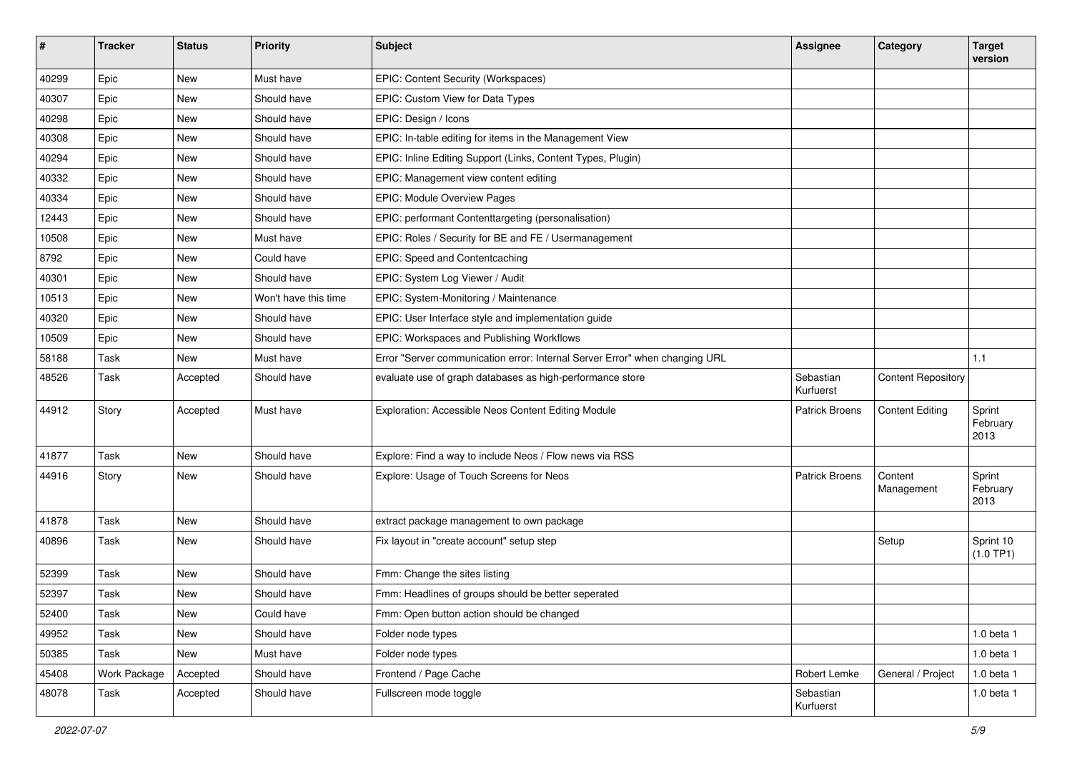| # | Tracker | Status | Priority | Subject | Assignee | Category | Target version |
|---|---|---|---|---|---|---|---|
| 40299 | Epic | New | Must have | EPIC: Content Security (Workspaces) | | | |
| 40307 | Epic | New | Should have | EPIC: Custom View for Data Types | | | |
| 40298 | Epic | New | Should have | EPIC: Design / Icons | | | |
| 40308 | Epic | New | Should have | EPIC: In-table editing for items in the Management View | | | |
| 40294 | Epic | New | Should have | EPIC: Inline Editing Support (Links, Content Types, Plugin) | | | |
| 40332 | Epic | New | Should have | EPIC: Management view content editing | | | |
| 40334 | Epic | New | Should have | EPIC: Module Overview Pages | | | |
| 12443 | Epic | New | Should have | EPIC: performant Contenttargeting (personalisation) | | | |
| 10508 | Epic | New | Must have | EPIC: Roles / Security for BE and FE / Usermanagement | | | |
| 8792 | Epic | New | Could have | EPIC: Speed and Contentcaching | | | |
| 40301 | Epic | New | Should have | EPIC: System Log Viewer / Audit | | | |
| 10513 | Epic | New | Won't have this time | EPIC: System-Monitoring / Maintenance | | | |
| 40320 | Epic | New | Should have | EPIC: User Interface style and implementation guide | | | |
| 10509 | Epic | New | Should have | EPIC: Workspaces and Publishing Workflows | | | |
| 58188 | Task | New | Must have | Error "Server communication error: Internal Server Error" when changing URL | | | 1.1 |
| 48526 | Task | Accepted | Should have | evaluate use of graph databases as high-performance store | Sebastian Kurfuerst | Content Repository | |
| 44912 | Story | Accepted | Must have | Exploration: Accessible Neos Content Editing Module | Patrick Broens | Content Editing | Sprint February 2013 |
| 41877 | Task | New | Should have | Explore: Find a way to include Neos / Flow news via RSS | | | |
| 44916 | Story | New | Should have | Explore: Usage of Touch Screens for Neos | Patrick Broens | Content Management | Sprint February 2013 |
| 41878 | Task | New | Should have | extract package management to own package | | | |
| 40896 | Task | New | Should have | Fix layout in "create account" setup step | | Setup | Sprint 10 (1.0 TP1) |
| 52399 | Task | New | Should have | Fmm: Change the sites listing | | | |
| 52397 | Task | New | Should have | Fmm: Headlines of groups should be better seperated | | | |
| 52400 | Task | New | Could have | Fmm: Open button action should be changed | | | |
| 49952 | Task | New | Should have | Folder node types | | | 1.0 beta 1 |
| 50385 | Task | New | Must have | Folder node types | | | 1.0 beta 1 |
| 45408 | Work Package | Accepted | Should have | Frontend / Page Cache | Robert Lemke | General / Project | 1.0 beta 1 |
| 48078 | Task | Accepted | Should have | Fullscreen mode toggle | Sebastian Kurfuerst | | 1.0 beta 1 |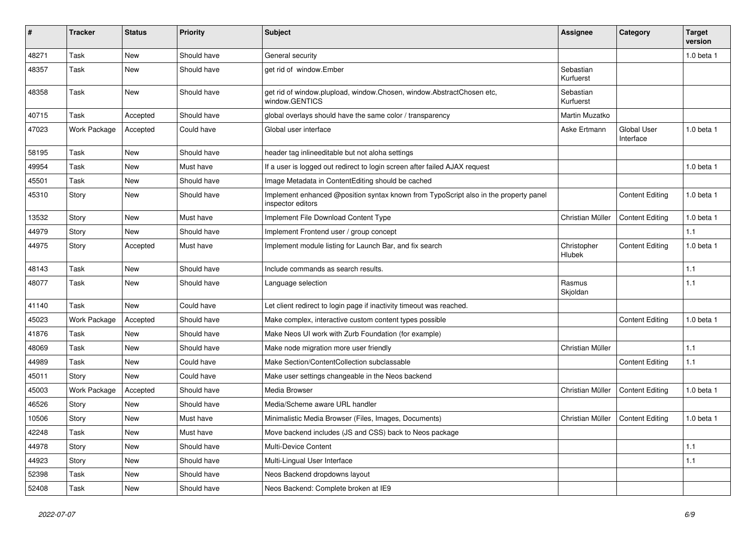| # | Tracker | Status | Priority | Subject | Assignee | Category | Target version |
|---|---|---|---|---|---|---|---|
| 48271 | Task | New | Should have | General security | | | 1.0 beta 1 |
| 48357 | Task | New | Should have | get rid of window.Ember | Sebastian Kurfuerst | | |
| 48358 | Task | New | Should have | get rid of window.plupload, window.Chosen, window.AbstractChosen etc, window.GENTICS | Sebastian Kurfuerst | | |
| 40715 | Task | Accepted | Should have | global overlays should have the same color / transparency | Martin Muzatko | | |
| 47023 | Work Package | Accepted | Could have | Global user interface | Aske Ertmann | Global User Interface | 1.0 beta 1 |
| 58195 | Task | New | Should have | header tag inlineeditable but not aloha settings | | | |
| 49954 | Task | New | Must have | If a user is logged out redirect to login screen after failed AJAX request | | | 1.0 beta 1 |
| 45501 | Task | New | Should have | Image Metadata in ContentEditing should be cached | | | |
| 45310 | Story | New | Should have | Implement enhanced @position syntax known from TypoScript also in the property panel inspector editors | | Content Editing | 1.0 beta 1 |
| 13532 | Story | New | Must have | Implement File Download Content Type | Christian Müller | Content Editing | 1.0 beta 1 |
| 44979 | Story | New | Should have | Implement Frontend user / group concept | | | 1.1 |
| 44975 | Story | Accepted | Must have | Implement module listing for Launch Bar, and fix search | Christopher Hlubek | Content Editing | 1.0 beta 1 |
| 48143 | Task | New | Should have | Include commands as search results. | | | 1.1 |
| 48077 | Task | New | Should have | Language selection | Rasmus Skjoldan | | 1.1 |
| 41140 | Task | New | Could have | Let client redirect to login page if inactivity timeout was reached. | | | |
| 45023 | Work Package | Accepted | Should have | Make complex, interactive custom content types possible | | Content Editing | 1.0 beta 1 |
| 41876 | Task | New | Should have | Make Neos UI work with Zurb Foundation (for example) | | | |
| 48069 | Task | New | Should have | Make node migration more user friendly | Christian Müller | | 1.1 |
| 44989 | Task | New | Could have | Make Section/ContentCollection subclassable | | Content Editing | 1.1 |
| 45011 | Story | New | Could have | Make user settings changeable in the Neos backend | | | |
| 45003 | Work Package | Accepted | Should have | Media Browser | Christian Müller | Content Editing | 1.0 beta 1 |
| 46526 | Story | New | Should have | Media/Scheme aware URL handler | | | |
| 10506 | Story | New | Must have | Minimalistic Media Browser (Files, Images, Documents) | Christian Müller | Content Editing | 1.0 beta 1 |
| 42248 | Task | New | Must have | Move backend includes (JS and CSS) back to Neos package | | | |
| 44978 | Story | New | Should have | Multi-Device Content | | | 1.1 |
| 44923 | Story | New | Should have | Multi-Lingual User Interface | | | 1.1 |
| 52398 | Task | New | Should have | Neos Backend dropdowns layout | | | |
| 52408 | Task | New | Should have | Neos Backend: Complete broken at IE9 | | | |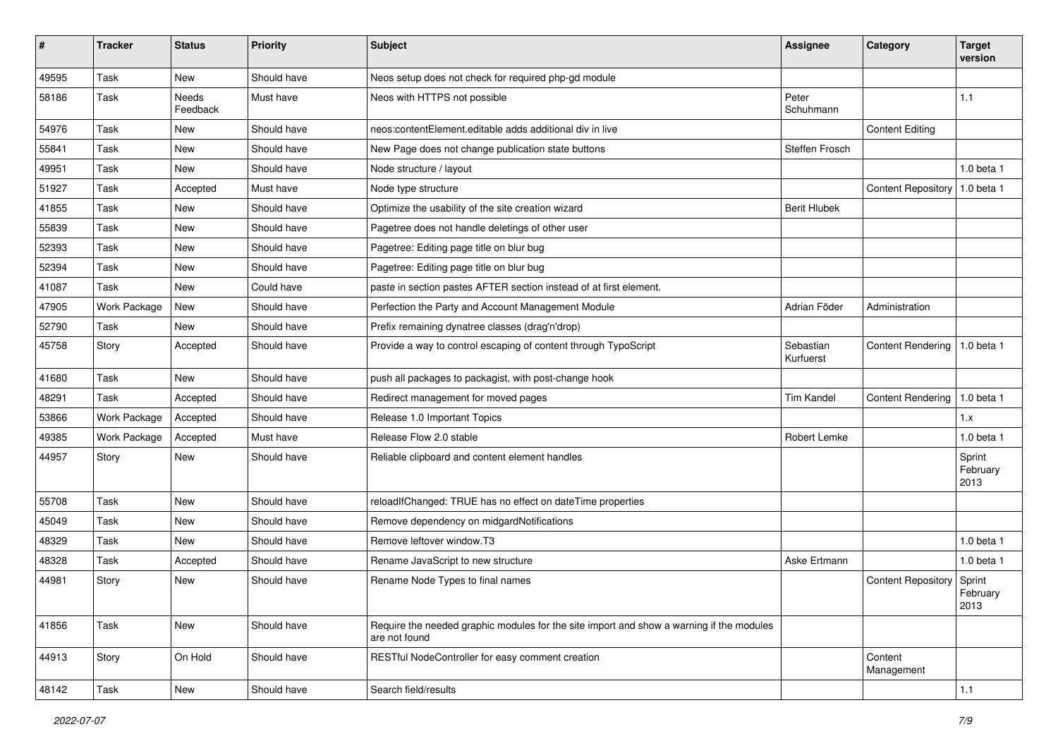| # | Tracker | Status | Priority | Subject | Assignee | Category | Target version |
|---|---|---|---|---|---|---|---|
| 49595 | Task | New | Should have | Neos setup does not check for required php-gd module | | | |
| 58186 | Task | Needs Feedback | Must have | Neos with HTTPS not possible | Peter Schuhmann | | 1.1 |
| 54976 | Task | New | Should have | neos:contentElement.editable adds additional div in live | | Content Editing | |
| 55841 | Task | New | Should have | New Page does not change publication state buttons | Steffen Frosch | | |
| 49951 | Task | New | Should have | Node structure / layout | | | 1.0 beta 1 |
| 51927 | Task | Accepted | Must have | Node type structure | | Content Repository | 1.0 beta 1 |
| 41855 | Task | New | Should have | Optimize the usability of the site creation wizard | Berit Hlubek | | |
| 55839 | Task | New | Should have | Pagetree does not handle deletings of other user | | | |
| 52393 | Task | New | Should have | Pagetree: Editing page title on blur bug | | | |
| 52394 | Task | New | Should have | Pagetree: Editing page title on blur bug | | | |
| 41087 | Task | New | Could have | paste in section pastes AFTER section instead of at first element. | | | |
| 47905 | Work Package | New | Should have | Perfection the Party and Account Management Module | Adrian Föder | Administration | |
| 52790 | Task | New | Should have | Prefix remaining dynatree classes (drag'n'drop) | | | |
| 45758 | Story | Accepted | Should have | Provide a way to control escaping of content through TypoScript | Sebastian Kurfuerst | Content Rendering | 1.0 beta 1 |
| 41680 | Task | New | Should have | push all packages to packagist, with post-change hook | | | |
| 48291 | Task | Accepted | Should have | Redirect management for moved pages | Tim Kandel | Content Rendering | 1.0 beta 1 |
| 53866 | Work Package | Accepted | Should have | Release 1.0 Important Topics | | | 1.x |
| 49385 | Work Package | Accepted | Must have | Release Flow 2.0 stable | Robert Lemke | | 1.0 beta 1 |
| 44957 | Story | New | Should have | Reliable clipboard and content element handles | | | Sprint February 2013 |
| 55708 | Task | New | Should have | reloadIfChanged: TRUE has no effect on dateTime properties | | | |
| 45049 | Task | New | Should have | Remove dependency on midgardNotifications | | | |
| 48329 | Task | New | Should have | Remove leftover window.T3 | | | 1.0 beta 1 |
| 48328 | Task | Accepted | Should have | Rename JavaScript to new structure | Aske Ertmann | | 1.0 beta 1 |
| 44981 | Story | New | Should have | Rename Node Types to final names | | Content Repository | Sprint February 2013 |
| 41856 | Task | New | Should have | Require the needed graphic modules for the site import and show a warning if the modules are not found | | | |
| 44913 | Story | On Hold | Should have | RESTful NodeController for easy comment creation | | Content Management | |
| 48142 | Task | New | Should have | Search field/results | | | 1.1 |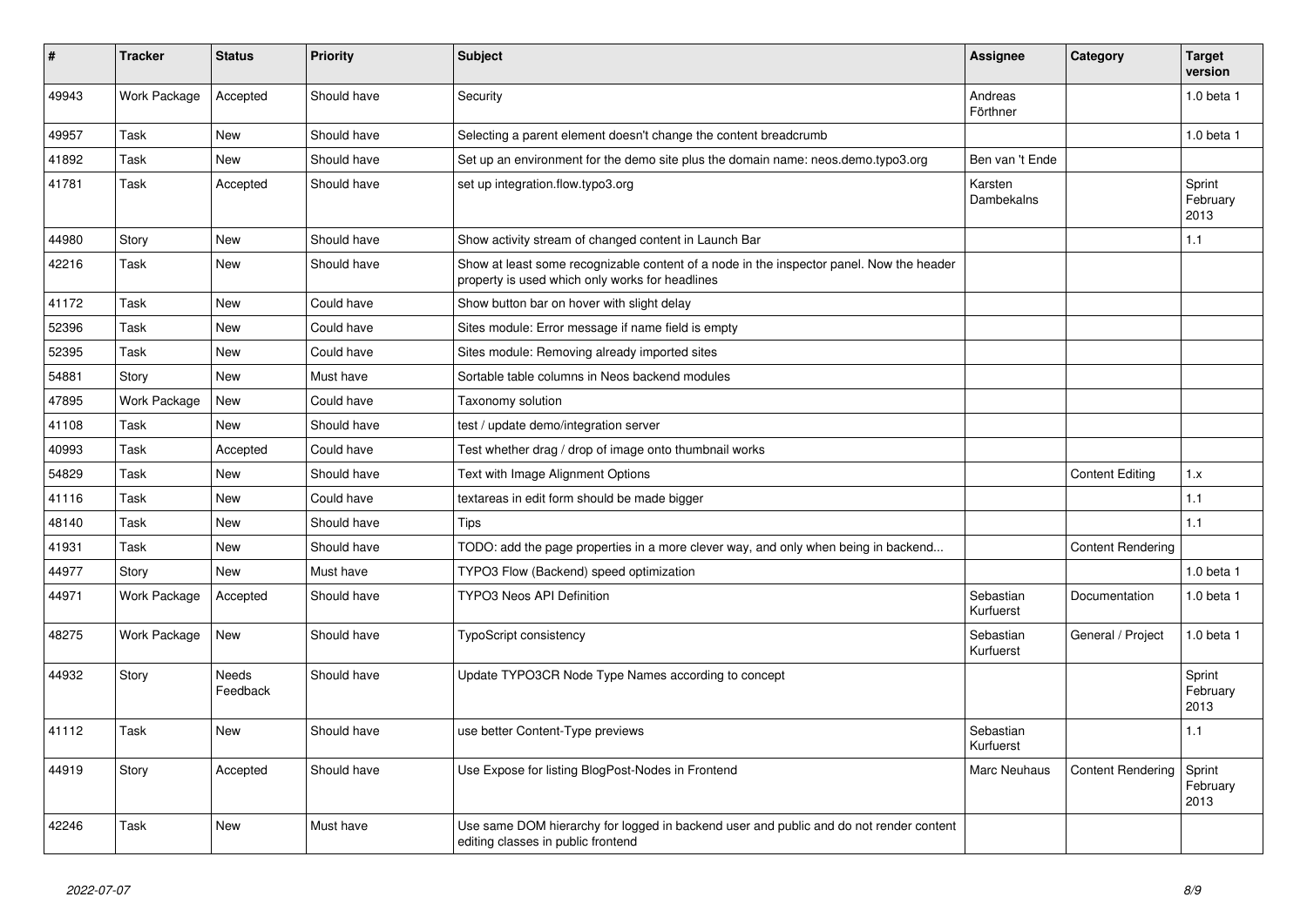| # | Tracker | Status | Priority | Subject | Assignee | Category | Target version |
|---|---|---|---|---|---|---|---|
| 49943 | Work Package | Accepted | Should have | Security | Andreas Förthner | | 1.0 beta 1 |
| 49957 | Task | New | Should have | Selecting a parent element doesn't change the content breadcrumb | | | 1.0 beta 1 |
| 41892 | Task | New | Should have | Set up an environment for the demo site plus the domain name: neos.demo.typo3.org | Ben van 't Ende | | |
| 41781 | Task | Accepted | Should have | set up integration.flow.typo3.org | Karsten Dambekalns | | Sprint February 2013 |
| 44980 | Story | New | Should have | Show activity stream of changed content in Launch Bar | | | 1.1 |
| 42216 | Task | New | Should have | Show at least some recognizable content of a node in the inspector panel. Now the header property is used which only works for headlines | | | |
| 41172 | Task | New | Could have | Show button bar on hover with slight delay | | | |
| 52396 | Task | New | Could have | Sites module: Error message if name field is empty | | | |
| 52395 | Task | New | Could have | Sites module: Removing already imported sites | | | |
| 54881 | Story | New | Must have | Sortable table columns in Neos backend modules | | | |
| 47895 | Work Package | New | Could have | Taxonomy solution | | | |
| 41108 | Task | New | Should have | test / update demo/integration server | | | |
| 40993 | Task | Accepted | Could have | Test whether drag / drop of image onto thumbnail works | | | |
| 54829 | Task | New | Should have | Text with Image Alignment Options | | Content Editing | 1.x |
| 41116 | Task | New | Could have | textareas in edit form should be made bigger | | | 1.1 |
| 48140 | Task | New | Should have | Tips | | | 1.1 |
| 41931 | Task | New | Should have | TODO: add the page properties in a more clever way, and only when being in backend... | | Content Rendering | |
| 44977 | Story | New | Must have | TYPO3 Flow (Backend) speed optimization | | | 1.0 beta 1 |
| 44971 | Work Package | Accepted | Should have | TYPO3 Neos API Definition | Sebastian Kurfuerst | Documentation | 1.0 beta 1 |
| 48275 | Work Package | New | Should have | TypoScript consistency | Sebastian Kurfuerst | General / Project | 1.0 beta 1 |
| 44932 | Story | Needs Feedback | Should have | Update TYPO3CR Node Type Names according to concept | | | Sprint February 2013 |
| 41112 | Task | New | Should have | use better Content-Type previews | Sebastian Kurfuerst | | 1.1 |
| 44919 | Story | Accepted | Should have | Use Expose for listing BlogPost-Nodes in Frontend | Marc Neuhaus | Content Rendering | Sprint February 2013 |
| 42246 | Task | New | Must have | Use same DOM hierarchy for logged in backend user and public and do not render content editing classes in public frontend | | | |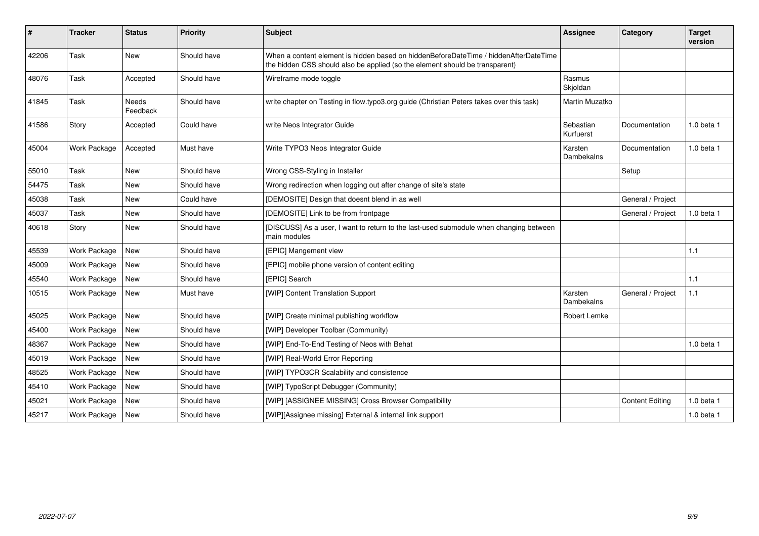| # | Tracker | Status | Priority | Subject | Assignee | Category | Target version |
|---|---|---|---|---|---|---|---|
| 42206 | Task | New | Should have | When a content element is hidden based on hiddenBeforeDateTime / hiddenAfterDateTime the hidden CSS should also be applied (so the element should be transparent) | | | |
| 48076 | Task | Accepted | Should have | Wireframe mode toggle | Rasmus Skjoldan | | |
| 41845 | Task | Needs Feedback | Should have | write chapter on Testing in flow.typo3.org guide (Christian Peters takes over this task) | Martin Muzatko | | |
| 41586 | Story | Accepted | Could have | write Neos Integrator Guide | Sebastian Kurfuerst | Documentation | 1.0 beta 1 |
| 45004 | Work Package | Accepted | Must have | Write TYPO3 Neos Integrator Guide | Karsten Dambekalns | Documentation | 1.0 beta 1 |
| 55010 | Task | New | Should have | Wrong CSS-Styling in Installer | | Setup | |
| 54475 | Task | New | Should have | Wrong redirection when logging out after change of site's state | | | |
| 45038 | Task | New | Could have | [DEMOSITE] Design that doesnt blend in as well | | General / Project | |
| 45037 | Task | New | Should have | [DEMOSITE] Link to be from frontpage | | General / Project | 1.0 beta 1 |
| 40618 | Story | New | Should have | [DISCUSS] As a user, I want to return to the last-used submodule when changing between main modules | | | |
| 45539 | Work Package | New | Should have | [EPIC] Mangement view | | | 1.1 |
| 45009 | Work Package | New | Should have | [EPIC] mobile phone version of content editing | | | |
| 45540 | Work Package | New | Should have | [EPIC] Search | | | 1.1 |
| 10515 | Work Package | New | Must have | [WIP] Content Translation Support | Karsten Dambekalns | General / Project | 1.1 |
| 45025 | Work Package | New | Should have | [WIP] Create minimal publishing workflow | Robert Lemke | | |
| 45400 | Work Package | New | Should have | [WIP] Developer Toolbar (Community) | | | |
| 48367 | Work Package | New | Should have | [WIP] End-To-End Testing of Neos with Behat | | | 1.0 beta 1 |
| 45019 | Work Package | New | Should have | [WIP] Real-World Error Reporting | | | |
| 48525 | Work Package | New | Should have | [WIP] TYPO3CR Scalability and consistence | | | |
| 45410 | Work Package | New | Should have | [WIP] TypoScript Debugger (Community) | | | |
| 45021 | Work Package | New | Should have | [WIP] [ASSIGNEE MISSING] Cross Browser Compatibility | | Content Editing | 1.0 beta 1 |
| 45217 | Work Package | New | Should have | [WIP][Assignee missing] External & internal link support | | | 1.0 beta 1 |